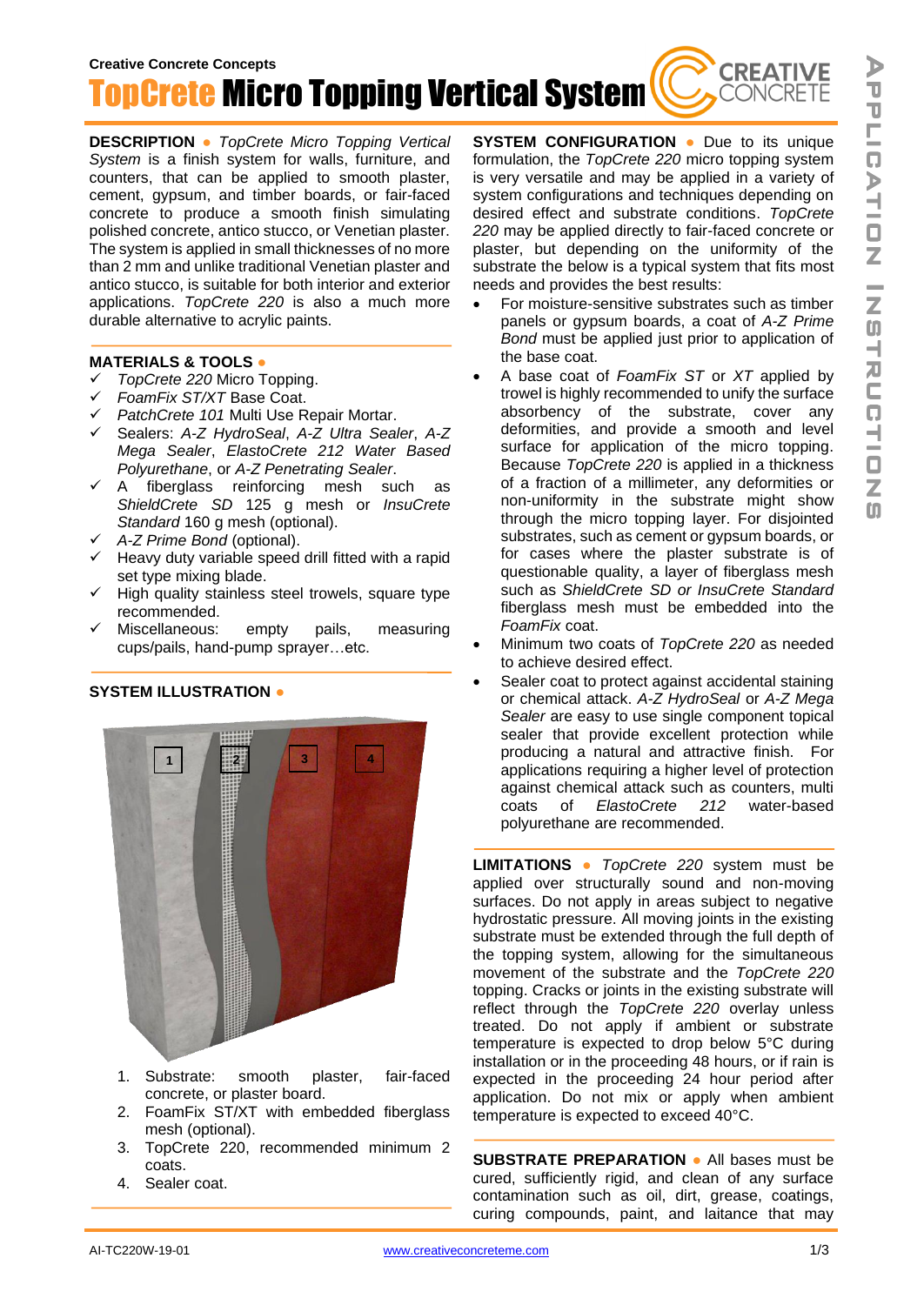Creative Concrete Concepts

# TopCrete Micro Topping Vertical System

**DESCRIPTION** • *TopCrete Micro Topping Vertical System* is a finish system for walls, furniture, and counters, that can be applied to smooth plaster, cement, gypsum, and timber boards, or fair-faced concrete to produce a smooth finish simulating polished concrete, antico stucco, or Venetian plaster. The system is applied in small thicknesses of no more than 2 mm and unlike traditional Venetian plaster and antico stucco, is suitable for both interior and exterior applications. *TopCrete 220* is also a much more durable alternative to acrylic paints.

**MATERIALS & TOOLS** •

- ✓ *TopCrete 220* Micro Topping.
- ✓ *FoamFix ST/XT* Base Coat.
- ✓ *PatchCrete 101* Multi Use Repair Mortar.
- ✓ Sealers: *A-Z HydroSeal*, *A-Z Ultra Sealer*, *A-Z Mega Sealer*, *ElastoCrete 212 Water Based Polyurethane*, or *A-Z Penetrating Sealer*.
- ✓ A fiberglass reinforcing mesh such as *ShieldCrete SD* 125 g mesh or *InsuCrete Standard* 160 g mesh (optional).
- ✓ *A-Z Prime Bond* (optional).
- ✓ Heavy duty variable speed drill fitted with a rapid set type mixing blade.
- ✓ High quality stainless steel trowels, square type recommended.
- ✓ Miscellaneous: empty pails, measuring cups/pails, hand-pump sprayer…etc.

**SYSTEM ILLUSTRATION** •

1. Substrate: smooth plaster, fair-faced concrete, or plaster board.
2. FoamFix ST/XT with embedded fiberglass mesh (optional).
3. TopCrete 220, recommended minimum 2 coats.
4. Sealer coat.

**SYSTEM CONFIGURATION** • Due to its unique formulation, the *TopCrete 220* micro topping system is very versatile and may be applied in a variety of system configurations and techniques depending on desired effect and substrate conditions. *TopCrete 220* may be applied directly to fair-faced concrete or plaster, but depending on the uniformity of the substrate the below is a typical system that fits most needs and provides the best results:

- For moisture-sensitive substrates such as timber panels or gypsum boards, a coat of *A-Z Prime Bond* must be applied just prior to application of the base coat.
- A base coat of *FoamFix ST* or *XT* applied by trowel is highly recommended to unify the surface absorbency of the substrate, cover any deformities, and provide a smooth and level surface for application of the micro topping. Because *TopCrete 220* is applied in a thickness of a fraction of a millimeter, any deformities or non-uniformity in the substrate might show through the micro topping layer. For disjointed substrates, such as cement or gypsum boards, or for cases where the plaster substrate is of questionable quality, a layer of fiberglass mesh such as *ShieldCrete SD or InsuCrete Standard* fiberglass mesh must be embedded into the *FoamFix* coat.
- Minimum two coats of *TopCrete 220* as needed to achieve desired effect.
- Sealer coat to protect against accidental staining or chemical attack. *A-Z HydroSeal* or *A-Z Mega Sealer* are easy to use single component topical sealer that provide excellent protection while producing a natural and attractive finish. For applications requiring a higher level of protection against chemical attack such as counters, multi coats of *ElastoCrete 212* water-based polyurethane are recommended.

**LIMITATIONS** • *TopCrete 220* system must be applied over structurally sound and non-moving surfaces. Do not apply in areas subject to negative hydrostatic pressure. All moving joints in the existing substrate must be extended through the full depth of the topping system, allowing for the simultaneous movement of the substrate and the *TopCrete 220* topping. Cracks or joints in the existing substrate will reflect through the *TopCrete 220* overlay unless treated. Do not apply if ambient or substrate temperature is expected to drop below 5°C during installation or in the proceeding 48 hours, or if rain is expected in the proceeding 24 hour period after application. Do not mix or apply when ambient temperature is expected to exceed 40°C.

**SUBSTRATE PREPARATION** • All bases must be cured, sufficiently rigid, and clean of any surface contamination such as oil, dirt, grease, coatings, curing compounds, paint, and laitance that may

AI-TC220W-19-01 www.creativeconcreteme.com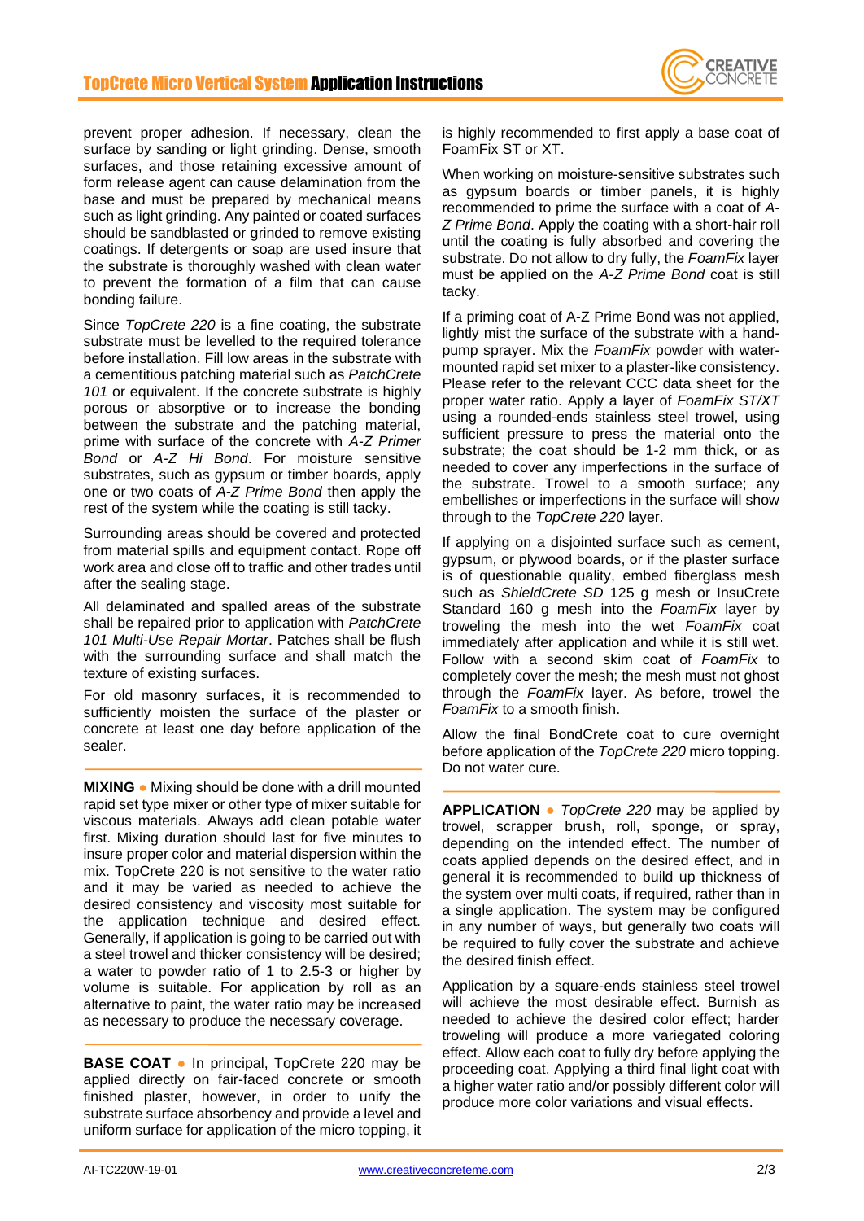prevent proper adhesion. If necessary, clean the surface by sanding or light grinding. Dense, smooth surfaces, and those retaining excessive amount of form release agent can cause delamination from the base and must be prepared by mechanical means such as light grinding. Any painted or coated surfaces should be sandblasted or grinded to remove existing coatings. If detergents or soap are used insure that the substrate is thoroughly washed with clean water to prevent the formation of a film that can cause bonding failure.

Since *TopCrete 220* is a fine coating, the substrate substrate must be levelled to the required tolerance before installation. Fill low areas in the substrate with a cementitious patching material such as *PatchCrete 101* or equivalent. If the concrete substrate is highly porous or absorptive or to increase the bonding between the substrate and the patching material, prime with surface of the concrete with *A-Z Primer Bond* or *A-Z Hi Bond*. For moisture sensitive substrates, such as gypsum or timber boards, apply one or two coats of *A-Z Prime Bond* then apply the rest of the system while the coating is still tacky.

Surrounding areas should be covered and protected from material spills and equipment contact. Rope off work area and close off to traffic and other trades until after the sealing stage.

All delaminated and spalled areas of the substrate shall be repaired prior to application with *PatchCrete 101 Multi-Use Repair Mortar*. Patches shall be flush with the surrounding surface and shall match the texture of existing surfaces.

For old masonry surfaces, it is recommended to sufficiently moisten the surface of the plaster or concrete at least one day before application of the sealer.

**MIXING** ● Mixing should be done with a drill mounted rapid set type mixer or other type of mixer suitable for viscous materials. Always add clean potable water first. Mixing duration should last for five minutes to insure proper color and material dispersion within the mix. TopCrete 220 is not sensitive to the water ratio and it may be varied as needed to achieve the desired consistency and viscosity most suitable for the application technique and desired effect. Generally, if application is going to be carried out with a steel trowel and thicker consistency will be desired; a water to powder ratio of 1 to 2.5-3 or higher by volume is suitable. For application by roll as an alternative to paint, the water ratio may be increased as necessary to produce the necessary coverage.

**BASE COAT** ● In principal, TopCrete 220 may be applied directly on fair-faced concrete or smooth finished plaster, however, in order to unify the substrate surface absorbency and provide a level and uniform surface for application of the micro topping, it is highly recommended to first apply a base coat of FoamFix ST or XT.

When working on moisture-sensitive substrates such as gypsum boards or timber panels, it is highly recommended to prime the surface with a coat of *A-Z Prime Bond*. Apply the coating with a short-hair roll until the coating is fully absorbed and covering the substrate. Do not allow to dry fully, the *FoamFix* layer must be applied on the *A-Z Prime Bond* coat is still tacky.

If a priming coat of A-Z Prime Bond was not applied, lightly mist the surface of the substrate with a hand-pump sprayer. Mix the *FoamFix* powder with water-mounted rapid set mixer to a plaster-like consistency. Please refer to the relevant CCC data sheet for the proper water ratio. Apply a layer of *FoamFix ST/XT* using a rounded-ends stainless steel trowel, using sufficient pressure to press the material onto the substrate; the coat should be 1-2 mm thick, or as needed to cover any imperfections in the surface of the substrate. Trowel to a smooth surface; any embellishes or imperfections in the surface will show through to the *TopCrete 220* layer.

If applying on a disjointed surface such as cement, gypsum, or plywood boards, or if the plaster surface is of questionable quality, embed fiberglass mesh such as *ShieldCrete SD* 125 g mesh or InsuCrete Standard 160 g mesh into the *FoamFix* layer by troweling the mesh into the wet *FoamFix* coat immediately after application and while it is still wet. Follow with a second skim coat of *FoamFix* to completely cover the mesh; the mesh must not ghost through the *FoamFix* layer. As before, trowel the *FoamFix* to a smooth finish.

Allow the final BondCrete coat to cure overnight before application of the *TopCrete 220* micro topping. Do not water cure.

**APPLICATION** ● *TopCrete 220* may be applied by trowel, scrapper brush, roll, sponge, or spray, depending on the intended effect. The number of coats applied depends on the desired effect, and in general it is recommended to build up thickness of the system over multi coats, if required, rather than in a single application. The system may be configured in any number of ways, but generally two coats will be required to fully cover the substrate and achieve the desired finish effect.

Application by a square-ends stainless steel trowel will achieve the most desirable effect. Burnish as needed to achieve the desired color effect; harder troweling will produce a more variegated coloring effect. Allow each coat to fully dry before applying the proceeding coat. Applying a third final light coat with a higher water ratio and/or possibly different color will produce more color variations and visual effects.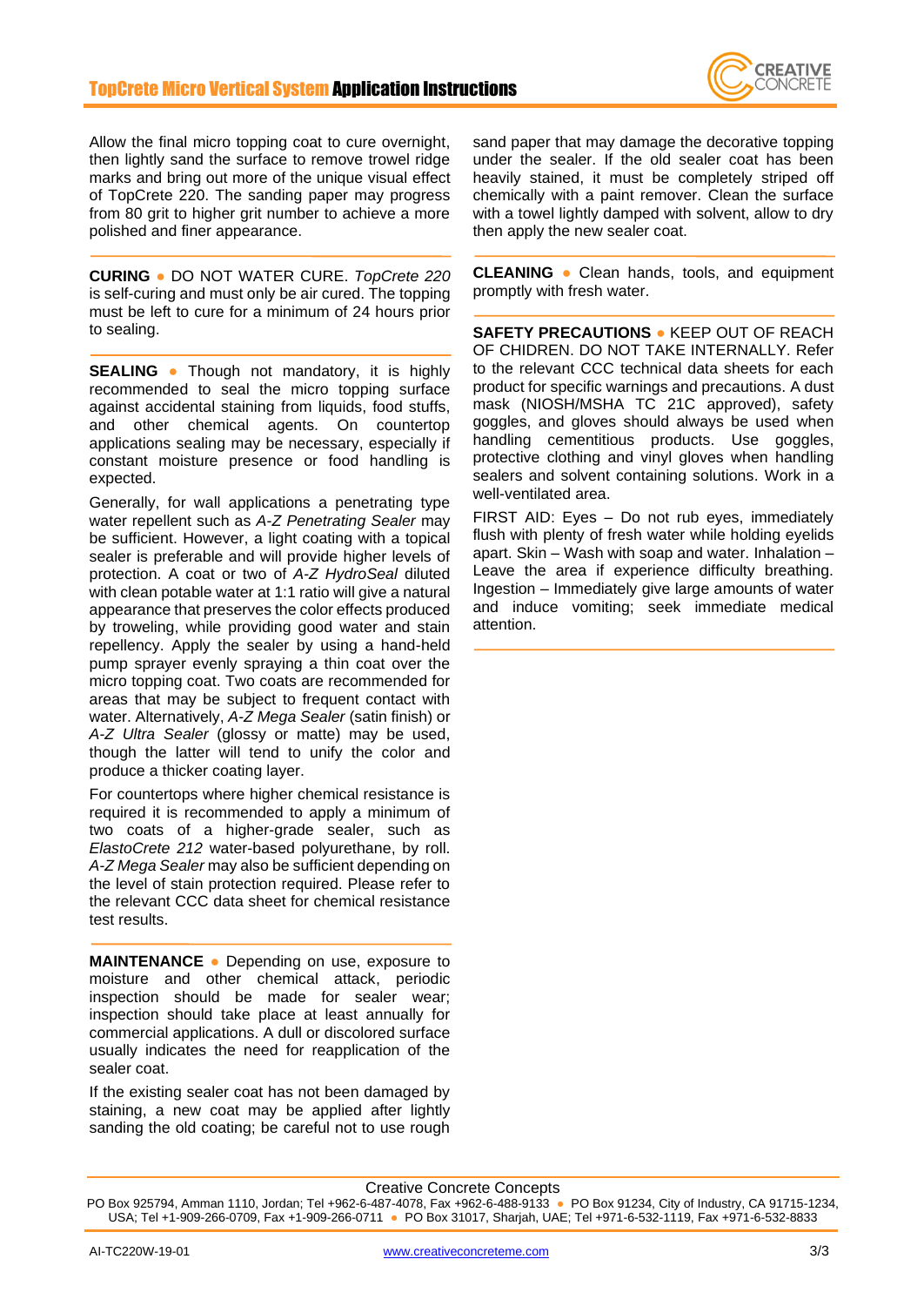Allow the final micro topping coat to cure overnight, then lightly sand the surface to remove trowel ridge marks and bring out more of the unique visual effect of TopCrete 220. The sanding paper may progress from 80 grit to higher grit number to achieve a more polished and finer appearance.

**CURING** ● DO NOT WATER CURE. *TopCrete 220* is self-curing and must only be air cured. The topping must be left to cure for a minimum of 24 hours prior to sealing.

**SEALING** ● Though not mandatory, it is highly recommended to seal the micro topping surface against accidental staining from liquids, food stuffs, and other chemical agents. On countertop applications sealing may be necessary, especially if constant moisture presence or food handling is expected.

Generally, for wall applications a penetrating type water repellent such as *A-Z Penetrating Sealer* may be sufficient. However, a light coating with a topical sealer is preferable and will provide higher levels of protection. A coat or two of *A-Z HydroSeal* diluted with clean potable water at 1:1 ratio will give a natural appearance that preserves the color effects produced by troweling, while providing good water and stain repellency. Apply the sealer by using a hand-held pump sprayer evenly spraying a thin coat over the micro topping coat. Two coats are recommended for areas that may be subject to frequent contact with water. Alternatively, *A-Z Mega Sealer* (satin finish) or *A-Z Ultra Sealer* (glossy or matte) may be used, though the latter will tend to unify the color and produce a thicker coating layer.

For countertops where higher chemical resistance is required it is recommended to apply a minimum of two coats of a higher-grade sealer, such as *ElastoCrete 212* water-based polyurethane, by roll. *A-Z Mega Sealer* may also be sufficient depending on the level of stain protection required. Please refer to the relevant CCC data sheet for chemical resistance test results.

**MAINTENANCE** ● Depending on use, exposure to moisture and other chemical attack, periodic inspection should be made for sealer wear; inspection should take place at least annually for commercial applications. A dull or discolored surface usually indicates the need for reapplication of the sealer coat.

If the existing sealer coat has not been damaged by staining, a new coat may be applied after lightly sanding the old coating; be careful not to use rough sand paper that may damage the decorative topping under the sealer. If the old sealer coat has been heavily stained, it must be completely striped off chemically with a paint remover. Clean the surface with a towel lightly damped with solvent, allow to dry then apply the new sealer coat.

**CLEANING** ● Clean hands, tools, and equipment promptly with fresh water.

**SAFETY PRECAUTIONS** ● KEEP OUT OF REACH OF CHIDREN. DO NOT TAKE INTERNALLY. Refer to the relevant CCC technical data sheets for each product for specific warnings and precautions. A dust mask (NIOSH/MSHA TC 21C approved), safety goggles, and gloves should always be used when handling cementitious products. Use goggles, protective clothing and vinyl gloves when handling sealers and solvent containing solutions. Work in a well-ventilated area.

FIRST AID: Eyes – Do not rub eyes, immediately flush with plenty of fresh water while holding eyelids apart. Skin – Wash with soap and water. Inhalation – Leave the area if experience difficulty breathing. Ingestion – Immediately give large amounts of water and induce vomiting; seek immediate medical attention.

Creative Concrete Concepts

PO Box 925794, Amman 1110, Jordan; Tel +962-6-487-4078, Fax +962-6-488-9133 ● PO Box 91234, City of Industry, CA 91715-1234, USA; Tel +1-909-266-0709, Fax +1-909-266-0711 ● PO Box 31017, Sharjah, UAE; Tel +971-6-532-1119, Fax +971-6-532-8833

AI-TC220W-19-01 www.creativeconcreteme.com